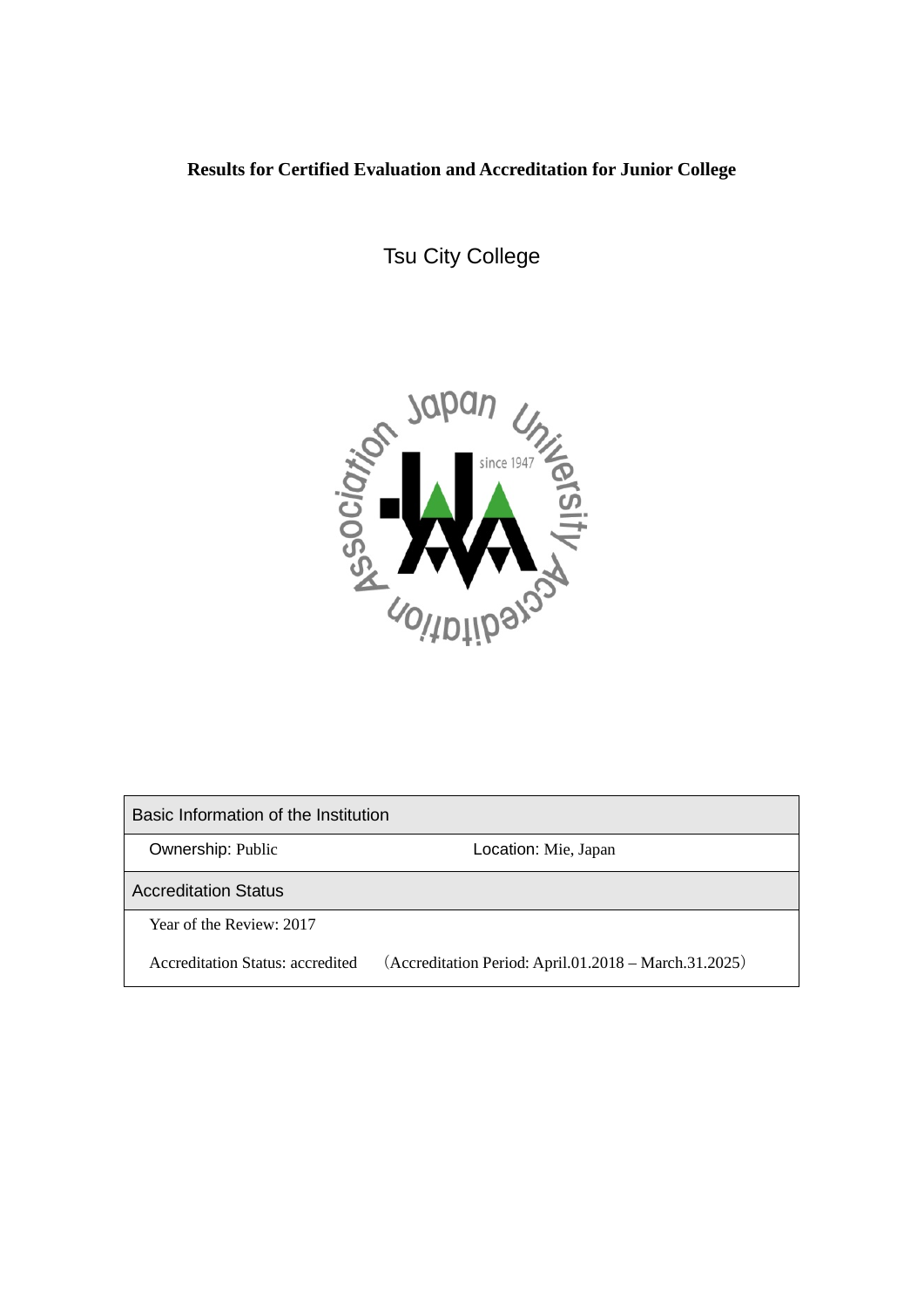**Results for Certified Evaluation and Accreditation for Junior College**

# Tsu City College

| Basic Information of the Institution | |
|---|---|
| Ownership: Public | Location: Mie, Japan |
| **Accreditation Status** | |
| Year of the Review: 2017 | |
| Accreditation Status: accredited | （Accreditation Period: April.01.2018 – March.31.2025） |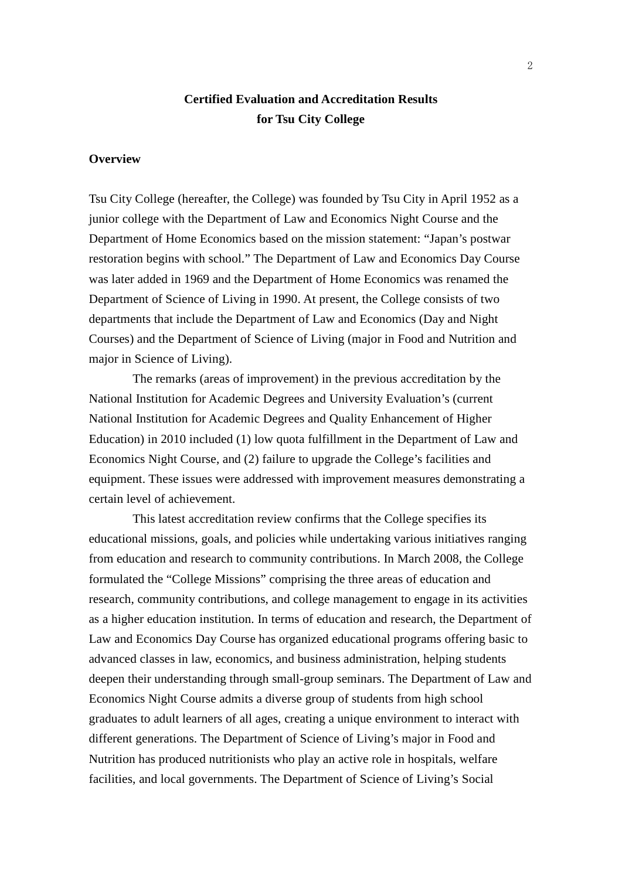# Certified Evaluation and Accreditation Results for Tsu City College

## Overview

Tsu City College (hereafter, the College) was founded by Tsu City in April 1952 as a junior college with the Department of Law and Economics Night Course and the Department of Home Economics based on the mission statement: "Japan's postwar restoration begins with school." The Department of Law and Economics Day Course was later added in 1969 and the Department of Home Economics was renamed the Department of Science of Living in 1990. At present, the College consists of two departments that include the Department of Law and Economics (Day and Night Courses) and the Department of Science of Living (major in Food and Nutrition and major in Science of Living).

The remarks (areas of improvement) in the previous accreditation by the National Institution for Academic Degrees and University Evaluation's (current National Institution for Academic Degrees and Quality Enhancement of Higher Education) in 2010 included (1) low quota fulfillment in the Department of Law and Economics Night Course, and (2) failure to upgrade the College's facilities and equipment. These issues were addressed with improvement measures demonstrating a certain level of achievement.

This latest accreditation review confirms that the College specifies its educational missions, goals, and policies while undertaking various initiatives ranging from education and research to community contributions. In March 2008, the College formulated the "College Missions" comprising the three areas of education and research, community contributions, and college management to engage in its activities as a higher education institution. In terms of education and research, the Department of Law and Economics Day Course has organized educational programs offering basic to advanced classes in law, economics, and business administration, helping students deepen their understanding through small-group seminars. The Department of Law and Economics Night Course admits a diverse group of students from high school graduates to adult learners of all ages, creating a unique environment to interact with different generations. The Department of Science of Living's major in Food and Nutrition has produced nutritionists who play an active role in hospitals, welfare facilities, and local governments. The Department of Science of Living's Social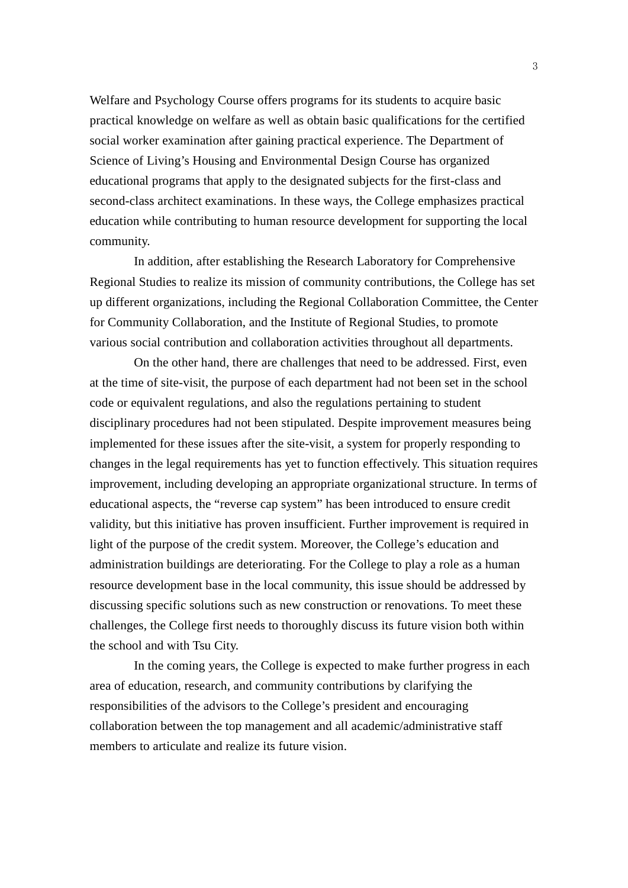Welfare and Psychology Course offers programs for its students to acquire basic practical knowledge on welfare as well as obtain basic qualifications for the certified social worker examination after gaining practical experience. The Department of Science of Living's Housing and Environmental Design Course has organized educational programs that apply to the designated subjects for the first-class and second-class architect examinations. In these ways, the College emphasizes practical education while contributing to human resource development for supporting the local community.

In addition, after establishing the Research Laboratory for Comprehensive Regional Studies to realize its mission of community contributions, the College has set up different organizations, including the Regional Collaboration Committee, the Center for Community Collaboration, and the Institute of Regional Studies, to promote various social contribution and collaboration activities throughout all departments.

On the other hand, there are challenges that need to be addressed. First, even at the time of site-visit, the purpose of each department had not been set in the school code or equivalent regulations, and also the regulations pertaining to student disciplinary procedures had not been stipulated. Despite improvement measures being implemented for these issues after the site-visit, a system for properly responding to changes in the legal requirements has yet to function effectively. This situation requires improvement, including developing an appropriate organizational structure. In terms of educational aspects, the "reverse cap system" has been introduced to ensure credit validity, but this initiative has proven insufficient. Further improvement is required in light of the purpose of the credit system. Moreover, the College's education and administration buildings are deteriorating. For the College to play a role as a human resource development base in the local community, this issue should be addressed by discussing specific solutions such as new construction or renovations. To meet these challenges, the College first needs to thoroughly discuss its future vision both within the school and with Tsu City.

In the coming years, the College is expected to make further progress in each area of education, research, and community contributions by clarifying the responsibilities of the advisors to the College's president and encouraging collaboration between the top management and all academic/administrative staff members to articulate and realize its future vision.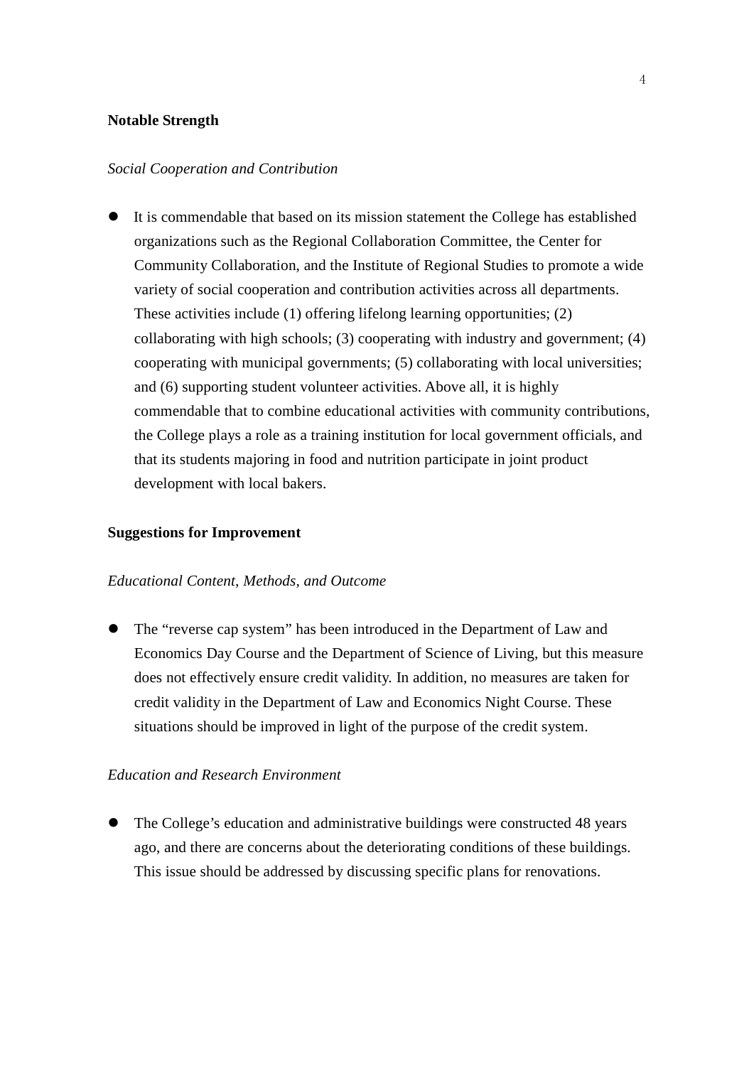**Notable Strength**

*Social Cooperation and Contribution*

- It is commendable that based on its mission statement the College has established organizations such as the Regional Collaboration Committee, the Center for Community Collaboration, and the Institute of Regional Studies to promote a wide variety of social cooperation and contribution activities across all departments. These activities include (1) offering lifelong learning opportunities; (2) collaborating with high schools; (3) cooperating with industry and government; (4) cooperating with municipal governments; (5) collaborating with local universities; and (6) supporting student volunteer activities. Above all, it is highly commendable that to combine educational activities with community contributions, the College plays a role as a training institution for local government officials, and that its students majoring in food and nutrition participate in joint product development with local bakers.

**Suggestions for Improvement**

*Educational Content, Methods, and Outcome*

- The “reverse cap system” has been introduced in the Department of Law and Economics Day Course and the Department of Science of Living, but this measure does not effectively ensure credit validity. In addition, no measures are taken for credit validity in the Department of Law and Economics Night Course. These situations should be improved in light of the purpose of the credit system.

*Education and Research Environment*

- The College’s education and administrative buildings were constructed 48 years ago, and there are concerns about the deteriorating conditions of these buildings. This issue should be addressed by discussing specific plans for renovations.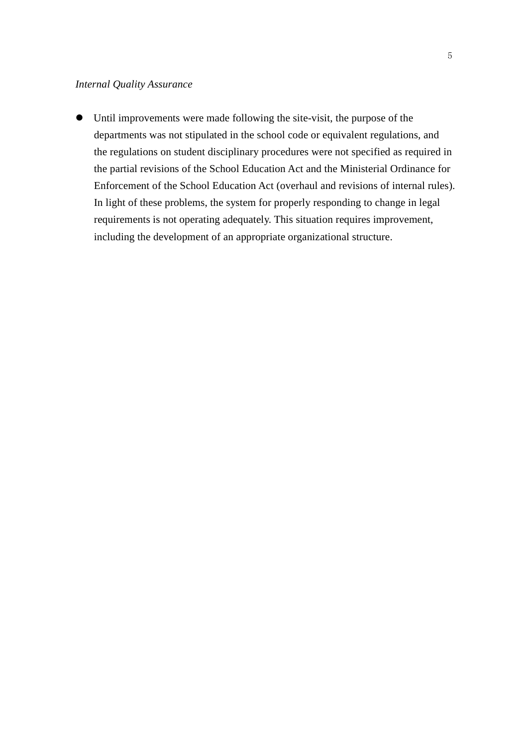*Internal Quality Assurance*

- Until improvements were made following the site-visit, the purpose of the departments was not stipulated in the school code or equivalent regulations, and the regulations on student disciplinary procedures were not specified as required in the partial revisions of the School Education Act and the Ministerial Ordinance for Enforcement of the School Education Act (overhaul and revisions of internal rules). In light of these problems, the system for properly responding to change in legal requirements is not operating adequately. This situation requires improvement, including the development of an appropriate organizational structure.